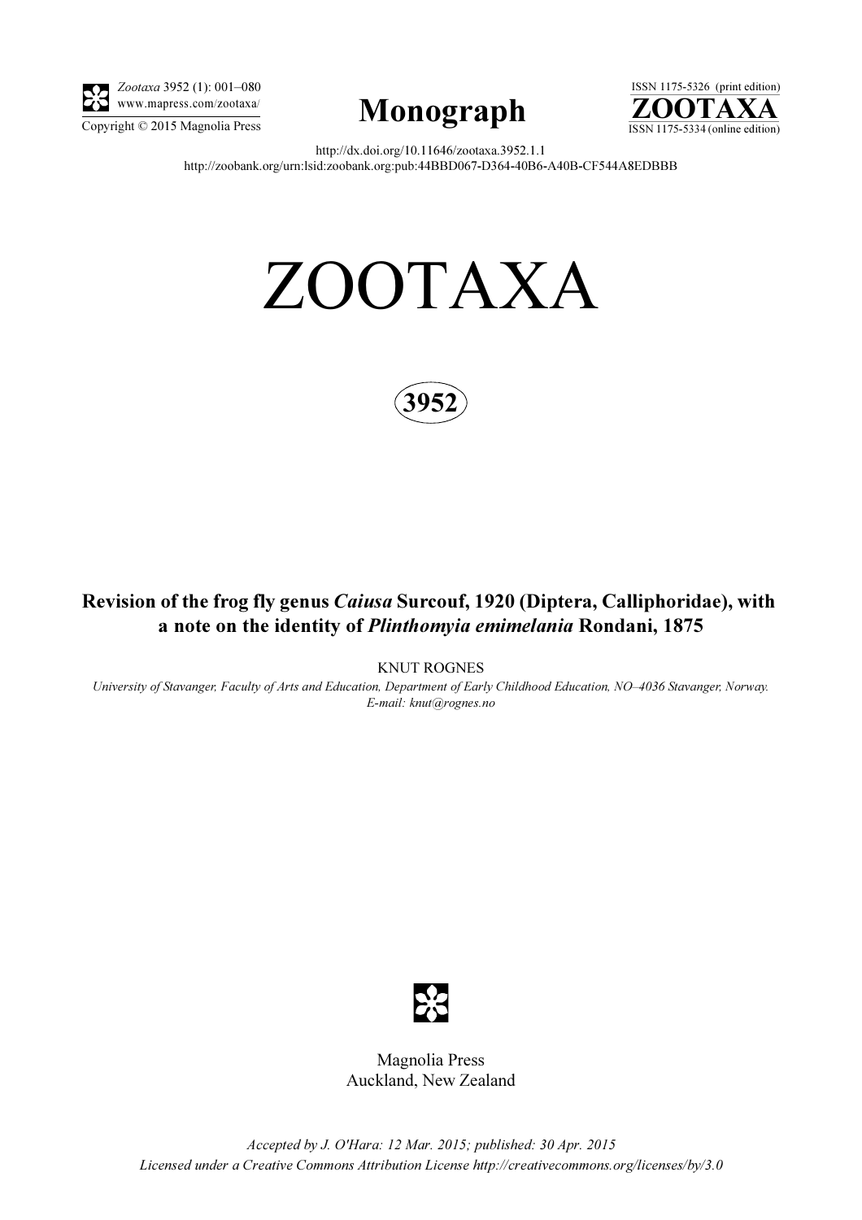*Zootaxa* 3952 (1): 001–080
www.mapress.com/zootaxa/
Copyright © 2015 Magnolia Press

**Monograph**

ISSN 1175-5326 (print edition)
**ZOOTAXA**
ISSN 1175-5334 (online edition)

http://dx.doi.org/10.11646/zootaxa.3952.1.1
http://zoobank.org/urn:lsid:zoobank.org:pub:44BBD067-D364-40B6-A40B-CF544A8EDBBB

# ZOOTAXA

**3952**

## Revision of the frog fly genus *Caiusa* Surcouf, 1920 (Diptera, Calliphoridae), with a note on the identity of *Plinthomyia emimelania* Rondani, 1875

KNUT ROGNES

*University of Stavanger, Faculty of Arts and Education, Department of Early Childhood Education, NO–4036 Stavanger, Norway. E-mail: knut@rognes.no*

Magnolia Press
Auckland, New Zealand

*Accepted by J. O'Hara: 12 Mar. 2015; published: 30 Apr. 2015*
*Licensed under a Creative Commons Attribution License http://creativecommons.org/licenses/by/3.0*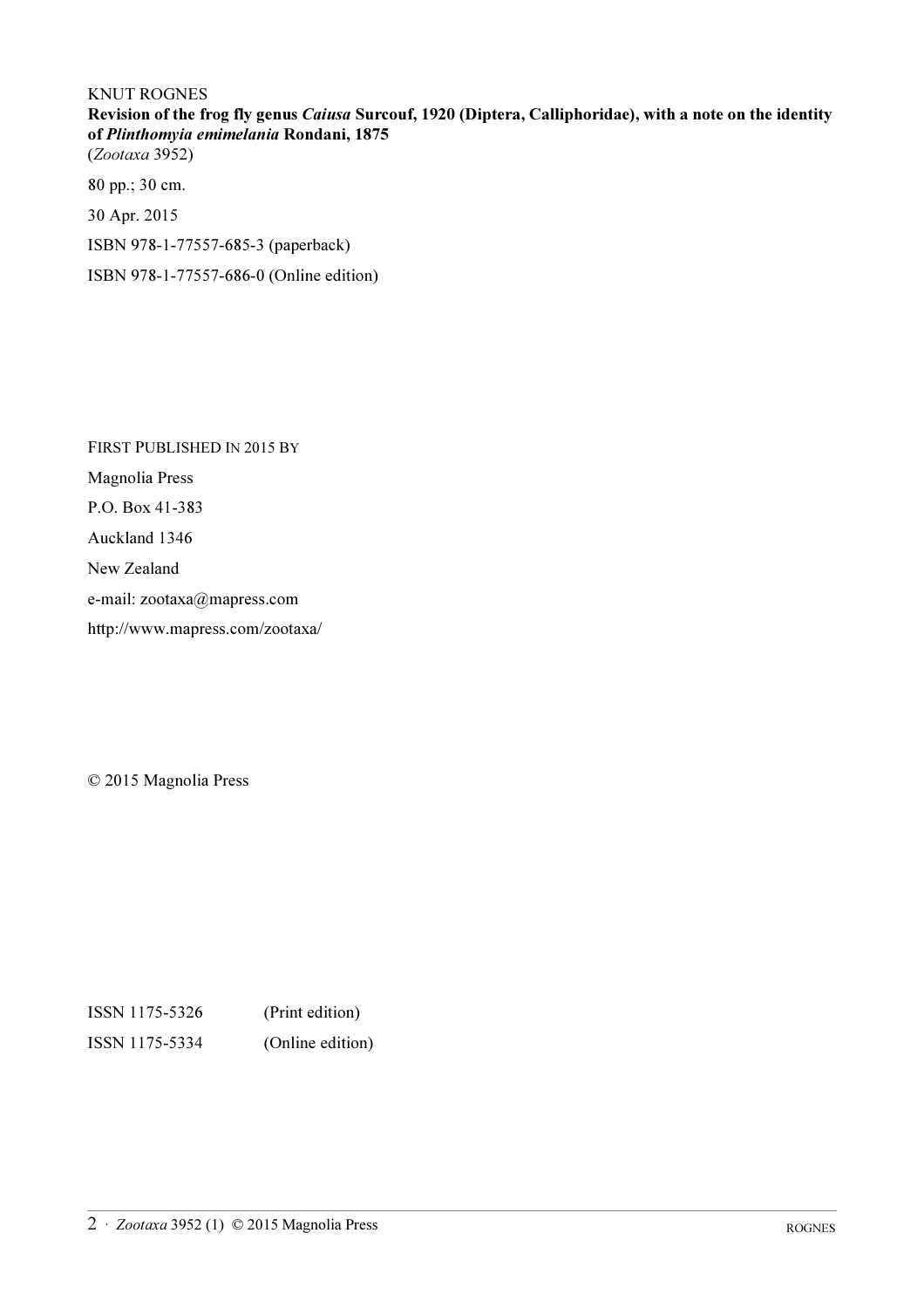KNUT ROGNES

**Revision of the frog fly genus *Caiusa* Surcouf, 1920 (Diptera, Calliphoridae), with a note on the identity of *Plinthomyia emimelania* Rondani, 1875**

(*Zootaxa* 3952)

80 pp.; 30 cm.

30 Apr. 2015

ISBN 978-1-77557-685-3 (paperback)

ISBN 978-1-77557-686-0 (Online edition)

FIRST PUBLISHED IN 2015 BY

Magnolia Press

P.O. Box 41-383

Auckland 1346

New Zealand

e-mail: zootaxa@mapress.com

http://www.mapress.com/zootaxa/

© 2015 Magnolia Press

ISSN 1175-5326 (Print edition)

ISSN 1175-5334 (Online edition)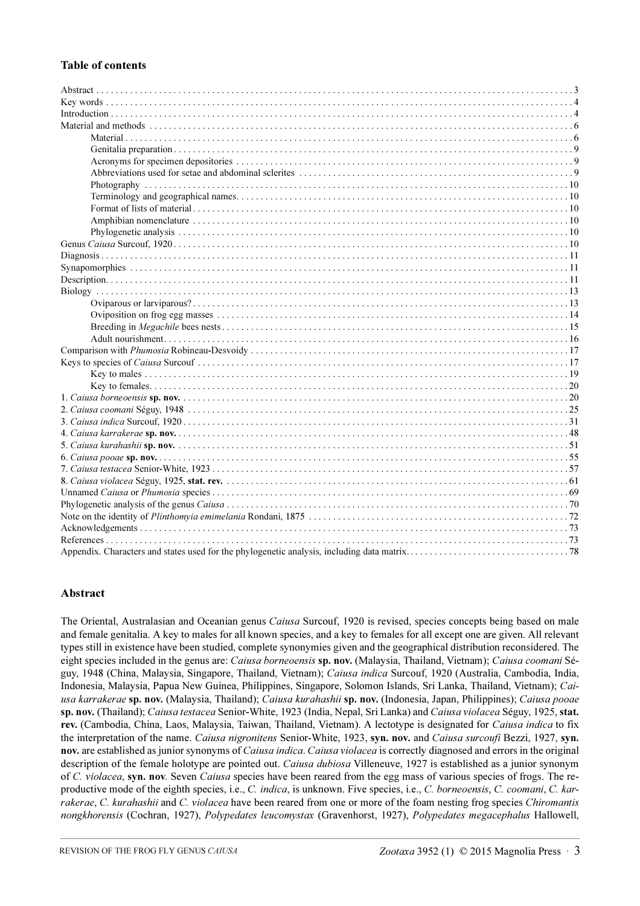## Table of contents

| | |
|---|---|
| Abstract | 3 |
| Key words | 4 |
| Introduction | 4 |
| Material and methods | 6 |
| Material | 6 |
| Genitalia preparation | 9 |
| Acronyms for specimen depositories | 9 |
| Abbreviations used for setae and abdominal sclerites | 9 |
| Photography | 10 |
| Terminology and geographical names | 10 |
| Format of lists of material | 10 |
| Amphibian nomenclature | 10 |
| Phylogenetic analysis | 10 |
| Genus *Caiusa* Surcouf, 1920 | 10 |
| Diagnosis | 11 |
| Synapomorphies | 11 |
| Description | 11 |
| Biology | 13 |
| Oviparous or larviparous? | 13 |
| Oviposition on frog egg masses | 14 |
| Breeding in *Megachile* bees nests | 15 |
| Adult nourishment | 16 |
| Comparison with *Phumosia* Robineau-Desvoidy | 17 |
| Keys to species of *Caiusa* Surcouf | 17 |
| Key to males | 19 |
| Key to females | 20 |
| 1. *Caiusa borneoensis* **sp. nov.** | 20 |
| 2. *Caiusa coomani* Séguy, 1948 | 25 |
| 3. *Caiusa indica* Surcouf, 1920 | 31 |
| 4. *Caiusa karrakerae* **sp. nov.** | 48 |
| 5. *Caiusa kurahashii* **sp. nov.** | 51 |
| 6. *Caiusa pooae* **sp. nov.** | 55 |
| 7. *Caiusa testacea* Senior-White, 1923 | 57 |
| 8. *Caiusa violacea* Séguy, 1925, **stat. rev.** | 61 |
| Unnamed *Caiusa* or *Phumosia* species | 69 |
| Phylogenetic analysis of the genus *Caiusa* | 70 |
| Note on the identity of *Plinthomyia emimelania* Rondani, 1875 | 72 |
| Acknowledgements | 73 |
| References | 73 |
| Appendix. Characters and states used for the phylogenetic analysis, including data matrix | 78 |

## Abstract

The Oriental, Australasian and Oceanian genus *Caiusa* Surcouf, 1920 is revised, species concepts being based on male and female genitalia. A key to males for all known species, and a key to females for all except one are given. All relevant types still in existence have been studied, complete synonymies given and the geographical distribution reconsidered. The eight species included in the genus are: *Caiusa borneoensis* **sp. nov.** (Malaysia, Thailand, Vietnam); *Caiusa coomani* Séguy, 1948 (China, Malaysia, Singapore, Thailand, Vietnam); *Caiusa indica* Surcouf, 1920 (Australia, Cambodia, India, Indonesia, Malaysia, Papua New Guinea, Philippines, Singapore, Solomon Islands, Sri Lanka, Thailand, Vietnam); *Caiusa karrakerae* **sp. nov.** (Malaysia, Thailand); *Caiusa kurahashii* **sp. nov.** (Indonesia, Japan, Philippines); *Caiusa pooae* **sp. nov.** (Thailand); *Caiusa testacea* Senior-White, 1923 (India, Nepal, Sri Lanka) and *Caiusa violacea* Séguy, 1925, **stat. rev.** (Cambodia, China, Laos, Malaysia, Taiwan, Thailand, Vietnam). A lectotype is designated for *Caiusa indica* to fix the interpretation of the name. *Caiusa nigronitens* Senior-White, 1923, **syn. nov.** and *Caiusa surcoufi* Bezzi, 1927, **syn. nov.** are established as junior synonyms of *Caiusa indica*. *Caiusa violacea* is correctly diagnosed and errors in the original description of the female holotype are pointed out. *Caiusa dubiosa* Villeneuve, 1927 is established as a junior synonym of *C. violacea*, **syn. nov**. Seven *Caiusa* species have been reared from the egg mass of various species of frogs. The reproductive mode of the eighth species, i.e., *C. indica*, is unknown. Five species, i.e., *C. borneoensis*, *C. coomani*, *C. karrakerae*, *C. kurahashii* and *C. violacea* have been reared from one or more of the foam nesting frog species *Chiromantis nongkhorensis* (Cochran, 1927), *Polypedates leucomystax* (Gravenhorst, 1927), *Polypedates megacephalus* Hallowell,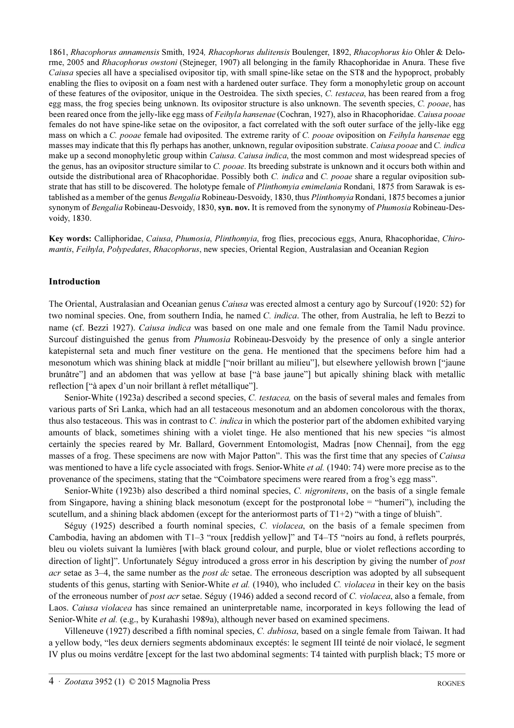1861, *Rhacophorus annamensis* Smith, 1924*, Rhacophorus dulitensis* Boulenger, 1892, *Rhacophorus kio* Ohler & Delorme, 2005 and *Rhacophorus owstoni* (Stejneger, 1907) all belonging in the family Rhacophoridae in Anura. These five *Caiusa* species all have a specialised ovipositor tip, with small spine-like setae on the ST8 and the hypoproct, probably enabling the flies to oviposit on a foam nest with a hardened outer surface. They form a monophyletic group on account of these features of the ovipositor, unique in the Oestroidea. The sixth species, *C. testacea*, has been reared from a frog egg mass, the frog species being unknown. Its ovipositor structure is also unknown. The seventh species, *C. pooae*, has been reared once from the jelly-like egg mass of *Feihyla hansenae* (Cochran, 1927), also in Rhacophoridae. *Caiusa pooae* females do not have spine-like setae on the ovipositor, a fact correlated with the soft outer surface of the jelly-like egg mass on which a *C. pooae* female had oviposited. The extreme rarity of *C. pooae* oviposition on *Feihyla hansenae* egg masses may indicate that this fly perhaps has another, unknown, regular oviposition substrate. *Caiusa pooae* and *C. indica* make up a second monophyletic group within *Caiusa*. *Caiusa indica*, the most common and most widespread species of the genus, has an ovipositor structure similar to *C. pooae*. Its breeding substrate is unknown and it occurs both within and outside the distributional area of Rhacophoridae. Possibly both *C. indica* and *C. pooae* share a regular oviposition substrate that has still to be discovered. The holotype female of *Plinthomyia emimelania* Rondani, 1875 from Sarawak is established as a member of the genus *Bengalia* Robineau-Desvoidy, 1830, thus *Plinthomyia* Rondani, 1875 becomes a junior synonym of *Bengalia* Robineau-Desvoidy, 1830, **syn. nov.** It is removed from the synonymy of *Phumosia* Robineau-Desvoidy, 1830.

**Key words:** Calliphoridae, *Caiusa*, *Phumosia*, *Plinthomyia*, frog flies, precocious eggs, Anura, Rhacophoridae, *Chiromantis*, *Feihyla*, *Polypedates*, *Rhacophorus*, new species, Oriental Region, Australasian and Oceanian Region

## Introduction

The Oriental, Australasian and Oceanian genus *Caiusa* was erected almost a century ago by Surcouf (1920: 52) for two nominal species. One, from southern India, he named *C. indica*. The other, from Australia, he left to Bezzi to name (cf. Bezzi 1927). *Caiusa indica* was based on one male and one female from the Tamil Nadu province. Surcouf distinguished the genus from *Phumosia* Robineau-Desvoidy by the presence of only a single anterior katepisternal seta and much finer vestiture on the gena. He mentioned that the specimens before him had a mesonotum which was shining black at middle ["noir brillant au milieu"], but elsewhere yellowish brown ["jaune brunâtre"] and an abdomen that was yellow at base ["à base jaune"] but apically shining black with metallic reflection ["à apex d'un noir brillant à reflet métallique"].

Senior-White (1923a) described a second species, *C. testacea,* on the basis of several males and females from various parts of Sri Lanka, which had an all testaceous mesonotum and an abdomen concolorous with the thorax, thus also testaceous. This was in contrast to *C. indica* in which the posterior part of the abdomen exhibited varying amounts of black, sometimes shining with a violet tinge. He also mentioned that his new species "is almost certainly the species reared by Mr. Ballard, Government Entomologist, Madras [now Chennai], from the egg masses of a frog. These specimens are now with Major Patton". This was the first time that any species of *Caiusa* was mentioned to have a life cycle associated with frogs. Senior-White *et al.* (1940: 74) were more precise as to the provenance of the specimens, stating that the "Coimbatore specimens were reared from a frog's egg mass".

Senior-White (1923b) also described a third nominal species, *C. nigronitens*, on the basis of a single female from Singapore, having a shining black mesonotum (except for the postpronotal lobe = "humeri"), including the scutellum, and a shining black abdomen (except for the anteriormost parts of T1+2) "with a tinge of bluish".

Séguy (1925) described a fourth nominal species, *C. violacea*, on the basis of a female specimen from Cambodia, having an abdomen with T1–3 "roux [reddish yellow]" and T4–T5 "noirs au fond, à reflets pourprés, bleu ou violets suivant la lumières [with black ground colour, and purple, blue or violet reflections according to direction of light]". Unfortunately Séguy introduced a gross error in his description by giving the number of *post acr* setae as 3–4, the same number as the *post dc* setae. The erroneous description was adopted by all subsequent students of this genus, starting with Senior-White *et al.* (1940), who included *C. violacea* in their key on the basis of the erroneous number of *post acr* setae. Séguy (1946) added a second record of *C. violacea*, also a female, from Laos. *Caiusa violacea* has since remained an uninterpretable name, incorporated in keys following the lead of Senior-White *et al.* (e.g., by Kurahashi 1989a), although never based on examined specimens.

Villeneuve (1927) described a fifth nominal species, *C. dubiosa*, based on a single female from Taiwan. It had a yellow body, "les deux derniers segments abdominaux exceptés: le segment III teinté de noir violacé, le segment IV plus ou moins verdâtre [except for the last two abdominal segments: T4 tainted with purplish black; T5 more or